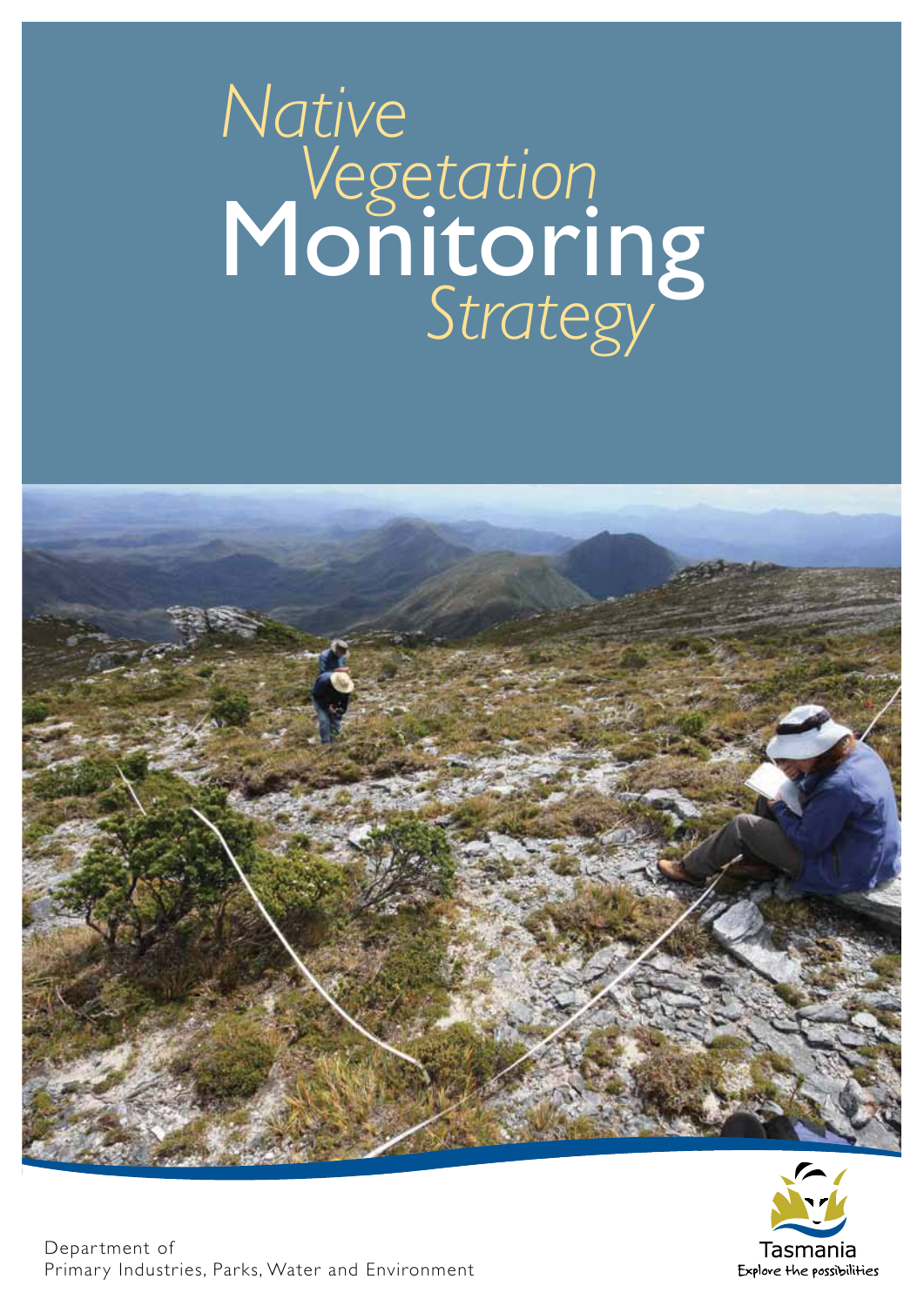# *Native Vegetation* Monitoring *Strategy*

Department of
Primary Industries, Parks, Water and Environment

Tasmania
Explore the possibilities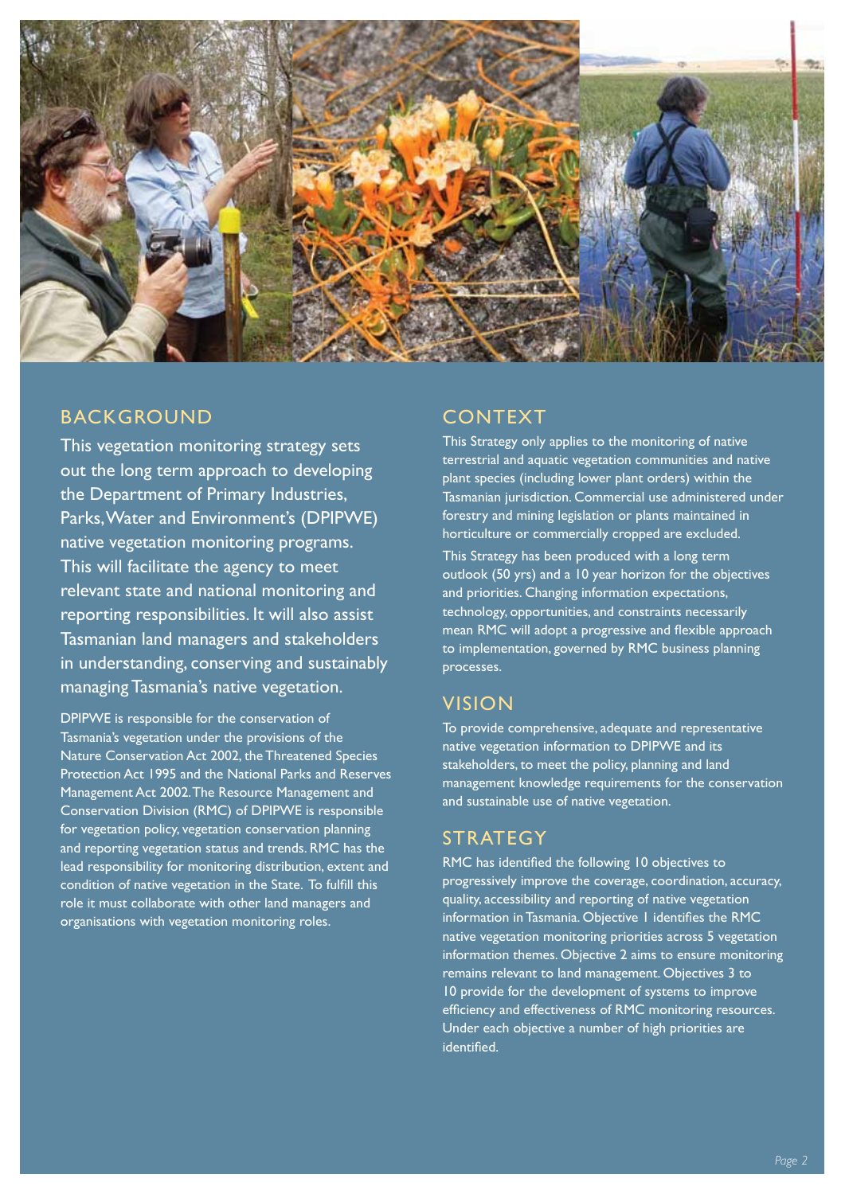## BACKGROUND

This vegetation monitoring strategy sets out the long term approach to developing the Department of Primary Industries, Parks, Water and Environment's (DPIPWE) native vegetation monitoring programs. This will facilitate the agency to meet relevant state and national monitoring and reporting responsibilities. It will also assist Tasmanian land managers and stakeholders in understanding, conserving and sustainably managing Tasmania's native vegetation.

DPIPWE is responsible for the conservation of Tasmania's vegetation under the provisions of the Nature Conservation Act 2002, the Threatened Species Protection Act 1995 and the National Parks and Reserves Management Act 2002. The Resource Management and Conservation Division (RMC) of DPIPWE is responsible for vegetation policy, vegetation conservation planning and reporting vegetation status and trends. RMC has the lead responsibility for monitoring distribution, extent and condition of native vegetation in the State. To fulfill this role it must collaborate with other land managers and organisations with vegetation monitoring roles.

## CONTEXT

This Strategy only applies to the monitoring of native terrestrial and aquatic vegetation communities and native plant species (including lower plant orders) within the Tasmanian jurisdiction. Commercial use administered under forestry and mining legislation or plants maintained in horticulture or commercially cropped are excluded.

This Strategy has been produced with a long term outlook (50 yrs) and a 10 year horizon for the objectives and priorities. Changing information expectations, technology, opportunities, and constraints necessarily mean RMC will adopt a progressive and flexible approach to implementation, governed by RMC business planning processes.

## VISION

To provide comprehensive, adequate and representative native vegetation information to DPIPWE and its stakeholders, to meet the policy, planning and land management knowledge requirements for the conservation and sustainable use of native vegetation.

## STRATEGY

RMC has identified the following 10 objectives to progressively improve the coverage, coordination, accuracy, quality, accessibility and reporting of native vegetation information in Tasmania. Objective 1 identifies the RMC native vegetation monitoring priorities across 5 vegetation information themes. Objective 2 aims to ensure monitoring remains relevant to land management. Objectives 3 to 10 provide for the development of systems to improve efficiency and effectiveness of RMC monitoring resources. Under each objective a number of high priorities are identified.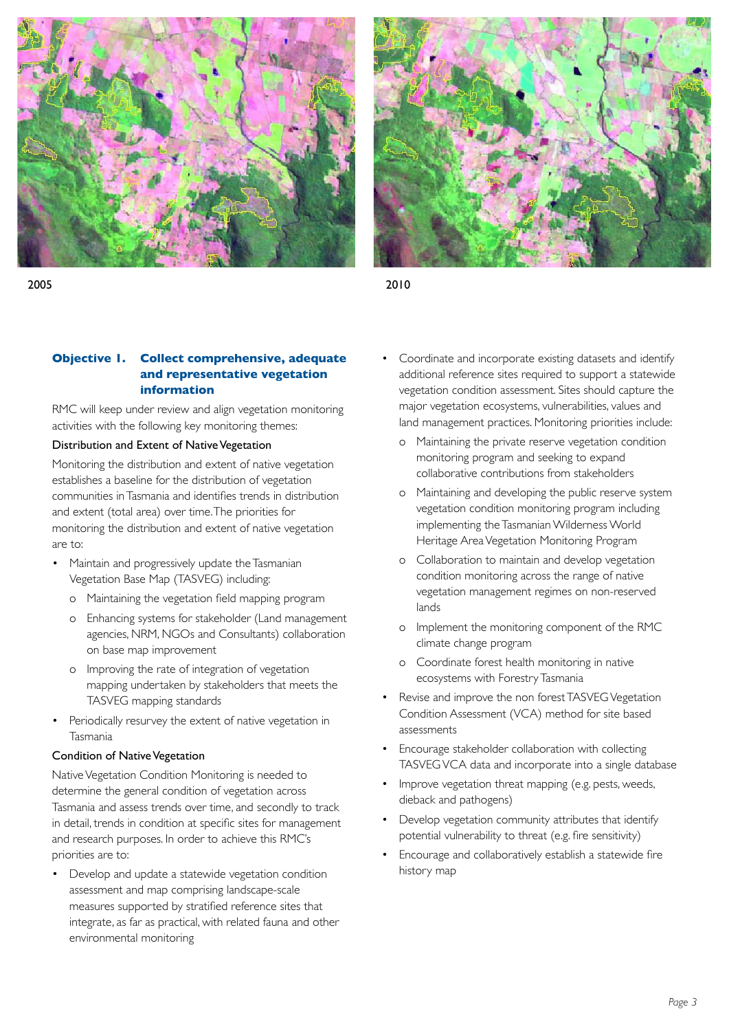2005

2010

### Objective 1. Collect comprehensive, adequate and representative vegetation information

RMC will keep under review and align vegetation monitoring activities with the following key monitoring themes:

#### Distribution and Extent of Native Vegetation

Monitoring the distribution and extent of native vegetation establishes a baseline for the distribution of vegetation communities in Tasmania and identifies trends in distribution and extent (total area) over time. The priorities for monitoring the distribution and extent of native vegetation are to:

- Maintain and progressively update the Tasmanian Vegetation Base Map (TASVEG) including:
  - Maintaining the vegetation field mapping program
  - Enhancing systems for stakeholder (Land management agencies, NRM, NGOs and Consultants) collaboration on base map improvement
  - Improving the rate of integration of vegetation mapping undertaken by stakeholders that meets the TASVEG mapping standards
- Periodically resurvey the extent of native vegetation in Tasmania

#### Condition of Native Vegetation

Native Vegetation Condition Monitoring is needed to determine the general condition of vegetation across Tasmania and assess trends over time, and secondly to track in detail, trends in condition at specific sites for management and research purposes. In order to achieve this RMC's priorities are to:

- Develop and update a statewide vegetation condition assessment and map comprising landscape-scale measures supported by stratified reference sites that integrate, as far as practical, with related fauna and other environmental monitoring
- Coordinate and incorporate existing datasets and identify additional reference sites required to support a statewide vegetation condition assessment. Sites should capture the major vegetation ecosystems, vulnerabilities, values and land management practices. Monitoring priorities include:
  - Maintaining the private reserve vegetation condition monitoring program and seeking to expand collaborative contributions from stakeholders
  - Maintaining and developing the public reserve system vegetation condition monitoring program including implementing the Tasmanian Wilderness World Heritage Area Vegetation Monitoring Program
  - Collaboration to maintain and develop vegetation condition monitoring across the range of native vegetation management regimes on non-reserved lands
  - Implement the monitoring component of the RMC climate change program
  - Coordinate forest health monitoring in native ecosystems with Forestry Tasmania
- Revise and improve the non forest TASVEG Vegetation Condition Assessment (VCA) method for site based assessments
- Encourage stakeholder collaboration with collecting TASVEG VCA data and incorporate into a single database
- Improve vegetation threat mapping (e.g. pests, weeds, dieback and pathogens)
- Develop vegetation community attributes that identify potential vulnerability to threat (e.g. fire sensitivity)
- Encourage and collaboratively establish a statewide fire history map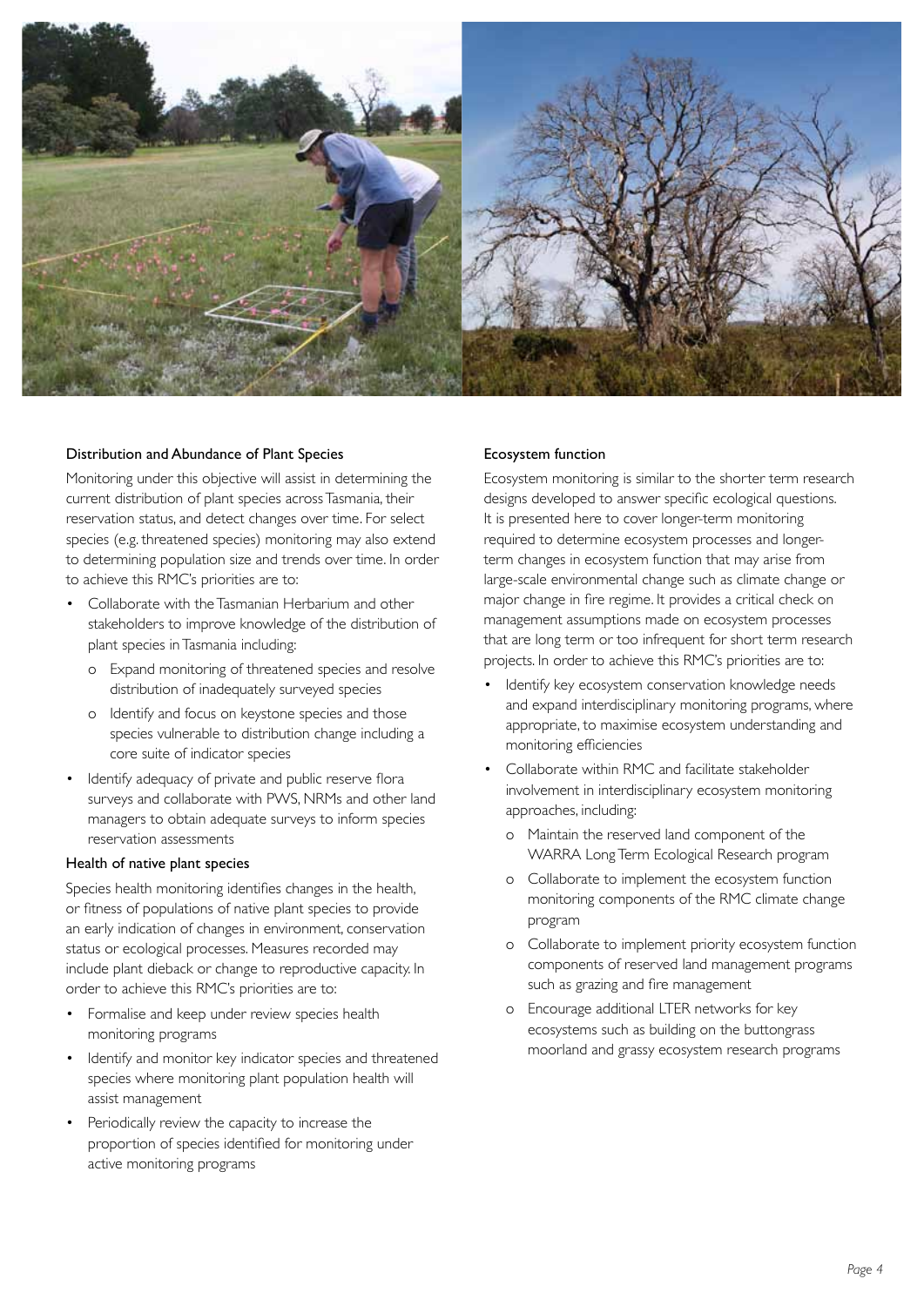### Distribution and Abundance of Plant Species

Monitoring under this objective will assist in determining the current distribution of plant species across Tasmania, their reservation status, and detect changes over time. For select species (e.g. threatened species) monitoring may also extend to determining population size and trends over time. In order to achieve this RMC's priorities are to:

- Collaborate with the Tasmanian Herbarium and other stakeholders to improve knowledge of the distribution of plant species in Tasmania including:
  - Expand monitoring of threatened species and resolve distribution of inadequately surveyed species
  - Identify and focus on keystone species and those species vulnerable to distribution change including a core suite of indicator species
- Identify adequacy of private and public reserve flora surveys and collaborate with PWS, NRMs and other land managers to obtain adequate surveys to inform species reservation assessments

### Health of native plant species

Species health monitoring identifies changes in the health, or fitness of populations of native plant species to provide an early indication of changes in environment, conservation status or ecological processes. Measures recorded may include plant dieback or change to reproductive capacity. In order to achieve this RMC's priorities are to:

- Formalise and keep under review species health monitoring programs
- Identify and monitor key indicator species and threatened species where monitoring plant population health will assist management
- Periodically review the capacity to increase the proportion of species identified for monitoring under active monitoring programs

### Ecosystem function

Ecosystem monitoring is similar to the shorter term research designs developed to answer specific ecological questions. It is presented here to cover longer-term monitoring required to determine ecosystem processes and longer-term changes in ecosystem function that may arise from large-scale environmental change such as climate change or major change in fire regime. It provides a critical check on management assumptions made on ecosystem processes that are long term or too infrequent for short term research projects. In order to achieve this RMC's priorities are to:

- Identify key ecosystem conservation knowledge needs and expand interdisciplinary monitoring programs, where appropriate, to maximise ecosystem understanding and monitoring efficiencies
- Collaborate within RMC and facilitate stakeholder involvement in interdisciplinary ecosystem monitoring approaches, including:
  - Maintain the reserved land component of the WARRA Long Term Ecological Research program
  - Collaborate to implement the ecosystem function monitoring components of the RMC climate change program
  - Collaborate to implement priority ecosystem function components of reserved land management programs such as grazing and fire management
  - Encourage additional LTER networks for key ecosystems such as building on the buttongrass moorland and grassy ecosystem research programs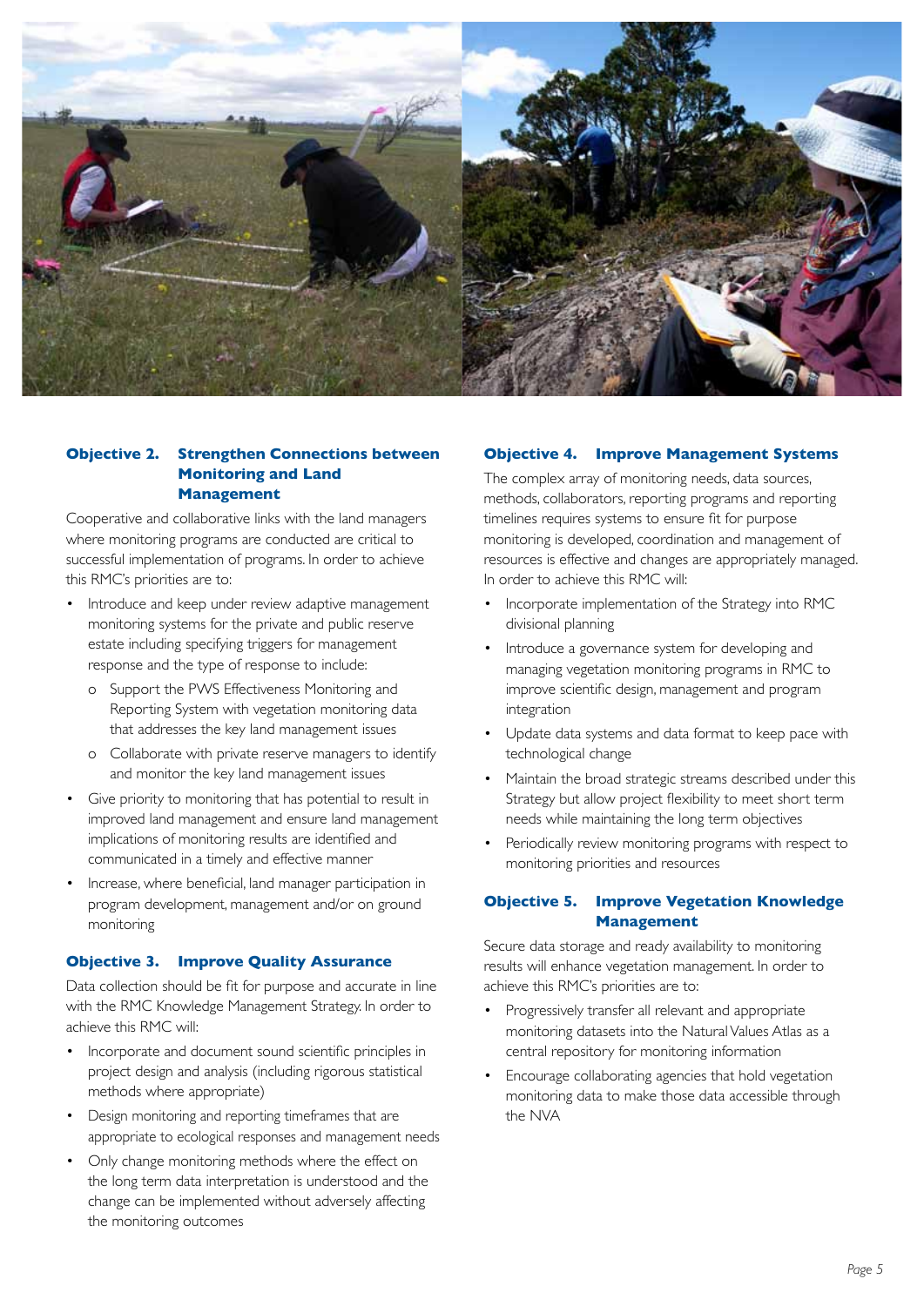## Objective 2. Strengthen Connections between Monitoring and Land Management

Cooperative and collaborative links with the land managers where monitoring programs are conducted are critical to successful implementation of programs. In order to achieve this RMC's priorities are to:

- Introduce and keep under review adaptive management monitoring systems for the private and public reserve estate including specifying triggers for management response and the type of response to include:
    - o Support the PWS Effectiveness Monitoring and Reporting System with vegetation monitoring data that addresses the key land management issues
    - o Collaborate with private reserve managers to identify and monitor the key land management issues
- Give priority to monitoring that has potential to result in improved land management and ensure land management implications of monitoring results are identified and communicated in a timely and effective manner
- Increase, where beneficial, land manager participation in program development, management and/or on ground monitoring

## Objective 3. Improve Quality Assurance

Data collection should be fit for purpose and accurate in line with the RMC Knowledge Management Strategy. In order to achieve this RMC will:

- Incorporate and document sound scientific principles in project design and analysis (including rigorous statistical methods where appropriate)
- Design monitoring and reporting timeframes that are appropriate to ecological responses and management needs
- Only change monitoring methods where the effect on the long term data interpretation is understood and the change can be implemented without adversely affecting the monitoring outcomes

## Objective 4. Improve Management Systems

The complex array of monitoring needs, data sources, methods, collaborators, reporting programs and reporting timelines requires systems to ensure fit for purpose monitoring is developed, coordination and management of resources is effective and changes are appropriately managed. In order to achieve this RMC will:

- Incorporate implementation of the Strategy into RMC divisional planning
- Introduce a governance system for developing and managing vegetation monitoring programs in RMC to improve scientific design, management and program integration
- Update data systems and data format to keep pace with technological change
- Maintain the broad strategic streams described under this Strategy but allow project flexibility to meet short term needs while maintaining the long term objectives
- Periodically review monitoring programs with respect to monitoring priorities and resources

## Objective 5. Improve Vegetation Knowledge Management

Secure data storage and ready availability to monitoring results will enhance vegetation management. In order to achieve this RMC's priorities are to:

- Progressively transfer all relevant and appropriate monitoring datasets into the Natural Values Atlas as a central repository for monitoring information
- Encourage collaborating agencies that hold vegetation monitoring data to make those data accessible through the NVA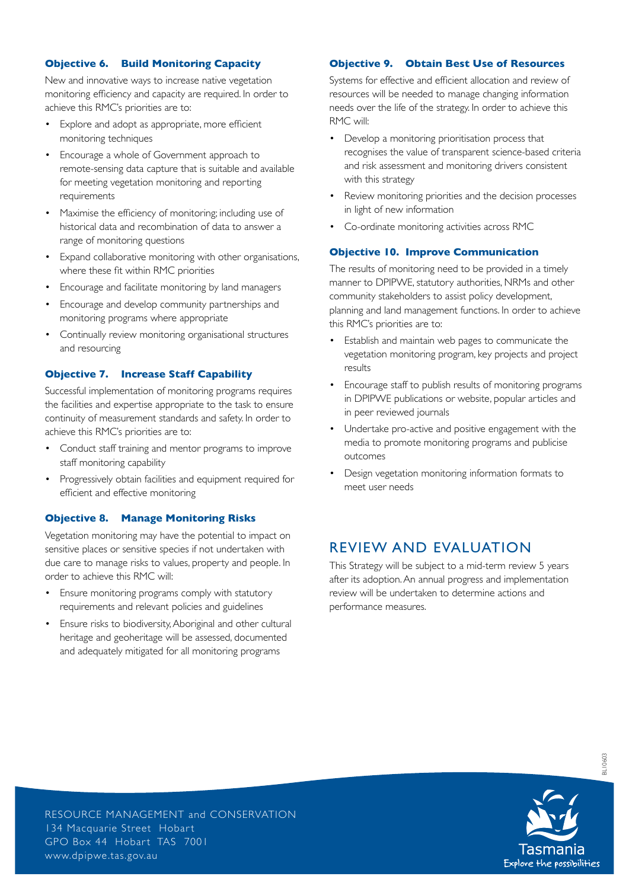### Objective 6. Build Monitoring Capacity

New and innovative ways to increase native vegetation monitoring efficiency and capacity are required. In order to achieve this RMC's priorities are to:

- Explore and adopt as appropriate, more efficient monitoring techniques
- Encourage a whole of Government approach to remote-sensing data capture that is suitable and available for meeting vegetation monitoring and reporting requirements
- Maximise the efficiency of monitoring; including use of historical data and recombination of data to answer a range of monitoring questions
- Expand collaborative monitoring with other organisations, where these fit within RMC priorities
- Encourage and facilitate monitoring by land managers
- Encourage and develop community partnerships and monitoring programs where appropriate
- Continually review monitoring organisational structures and resourcing

### Objective 7. Increase Staff Capability

Successful implementation of monitoring programs requires the facilities and expertise appropriate to the task to ensure continuity of measurement standards and safety. In order to achieve this RMC's priorities are to:

- Conduct staff training and mentor programs to improve staff monitoring capability
- Progressively obtain facilities and equipment required for efficient and effective monitoring

### Objective 8. Manage Monitoring Risks

Vegetation monitoring may have the potential to impact on sensitive places or sensitive species if not undertaken with due care to manage risks to values, property and people. In order to achieve this RMC will:

- Ensure monitoring programs comply with statutory requirements and relevant policies and guidelines
- Ensure risks to biodiversity, Aboriginal and other cultural heritage and geoheritage will be assessed, documented and adequately mitigated for all monitoring programs

### Objective 9. Obtain Best Use of Resources

Systems for effective and efficient allocation and review of resources will be needed to manage changing information needs over the life of the strategy. In order to achieve this RMC will:

- Develop a monitoring prioritisation process that recognises the value of transparent science-based criteria and risk assessment and monitoring drivers consistent with this strategy
- Review monitoring priorities and the decision processes in light of new information
- Co-ordinate monitoring activities across RMC

### Objective 10. Improve Communication

The results of monitoring need to be provided in a timely manner to DPIPWE, statutory authorities, NRMs and other community stakeholders to assist policy development, planning and land management functions. In order to achieve this RMC's priorities are to:

- Establish and maintain web pages to communicate the vegetation monitoring program, key projects and project results
- Encourage staff to publish results of monitoring programs in DPIPWE publications or website, popular articles and in peer reviewed journals
- Undertake pro-active and positive engagement with the media to promote monitoring programs and publicise outcomes
- Design vegetation monitoring information formats to meet user needs

## REVIEW AND EVALUATION

This Strategy will be subject to a mid-term review 5 years after its adoption. An annual progress and implementation review will be undertaken to determine actions and performance measures.

RESOURCE MANAGEMENT and CONSERVATION
134 Macquarie Street Hobart
GPO Box 44 Hobart TAS 7001
www.dpipwe.tas.gov.au

Tasmania
Explore the possibilities

BL10603